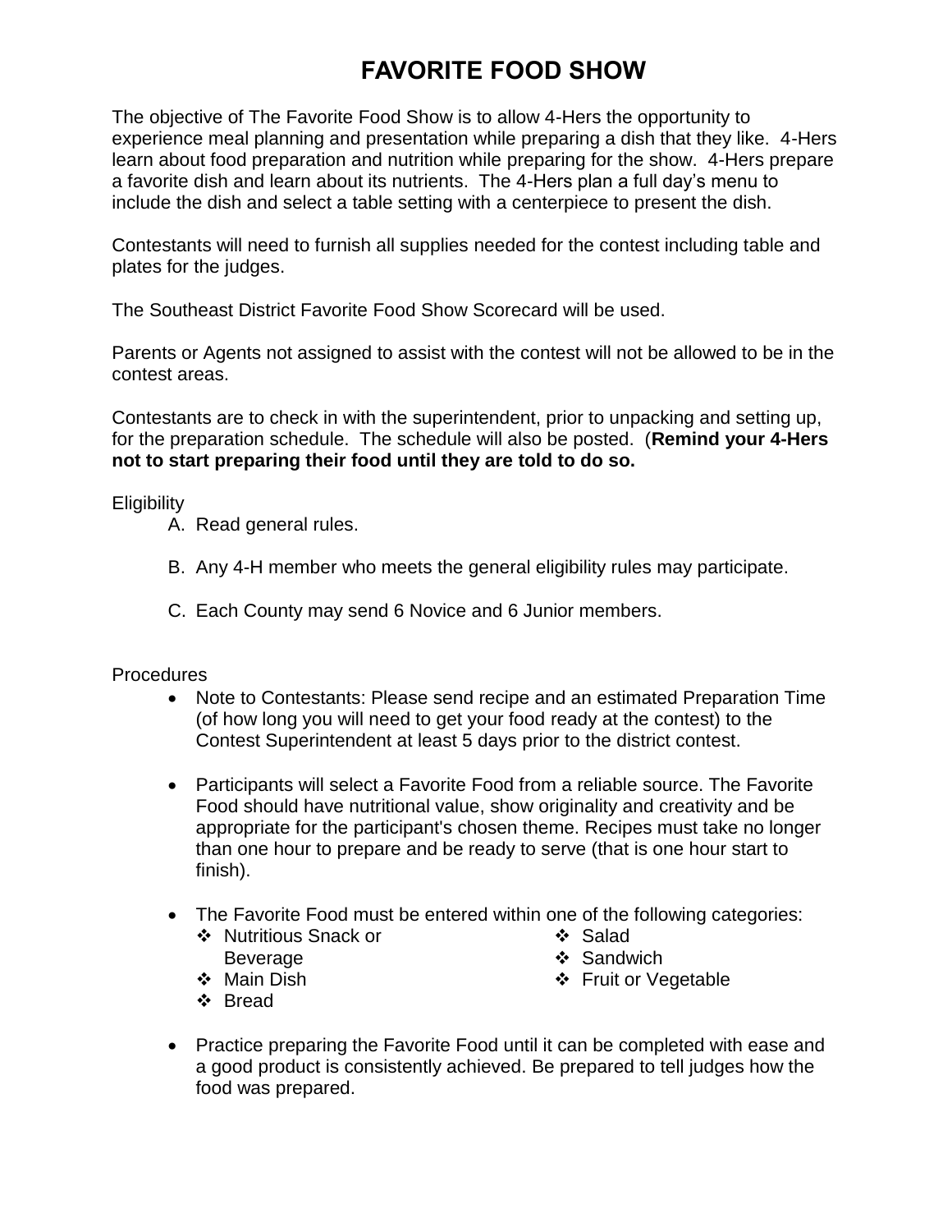# FAVORITE FOOD SHOW

The objective of The Favorite Food Show is to allow 4-Hers the opportunity to experience meal planning and presentation while preparing a dish that they like. 4-Hers learn about food preparation and nutrition while preparing for the show. 4-Hers prepare a favorite dish and learn about its nutrients. The 4-Hers plan a full day's menu to include the dish and select a table setting with a centerpiece to present the dish.

Contestants will need to furnish all supplies needed for the contest including table and plates for the judges.

The Southeast District Favorite Food Show Scorecard will be used.

Parents or Agents not assigned to assist with the contest will not be allowed to be in the contest areas.

Contestants are to check in with the superintendent, prior to unpacking and setting up, for the preparation schedule. The schedule will also be posted. (**Remind your 4-Hers not to start preparing their food until they are told to do so.**

Eligibility

A. Read general rules.

B. Any 4-H member who meets the general eligibility rules may participate.

C. Each County may send 6 Novice and 6 Junior members.

Procedures

- Note to Contestants: Please send recipe and an estimated Preparation Time (of how long you will need to get your food ready at the contest) to the Contest Superintendent at least 5 days prior to the district contest.

- Participants will select a Favorite Food from a reliable source. The Favorite Food should have nutritional value, show originality and creativity and be appropriate for the participant's chosen theme. Recipes must take no longer than one hour to prepare and be ready to serve (that is one hour start to finish).

- The Favorite Food must be entered within one of the following categories:
  - Nutritious Snack or Beverage
  - Main Dish
  - Bread
  - Salad
  - Sandwich
  - Fruit or Vegetable

- Practice preparing the Favorite Food until it can be completed with ease and a good product is consistently achieved. Be prepared to tell judges how the food was prepared.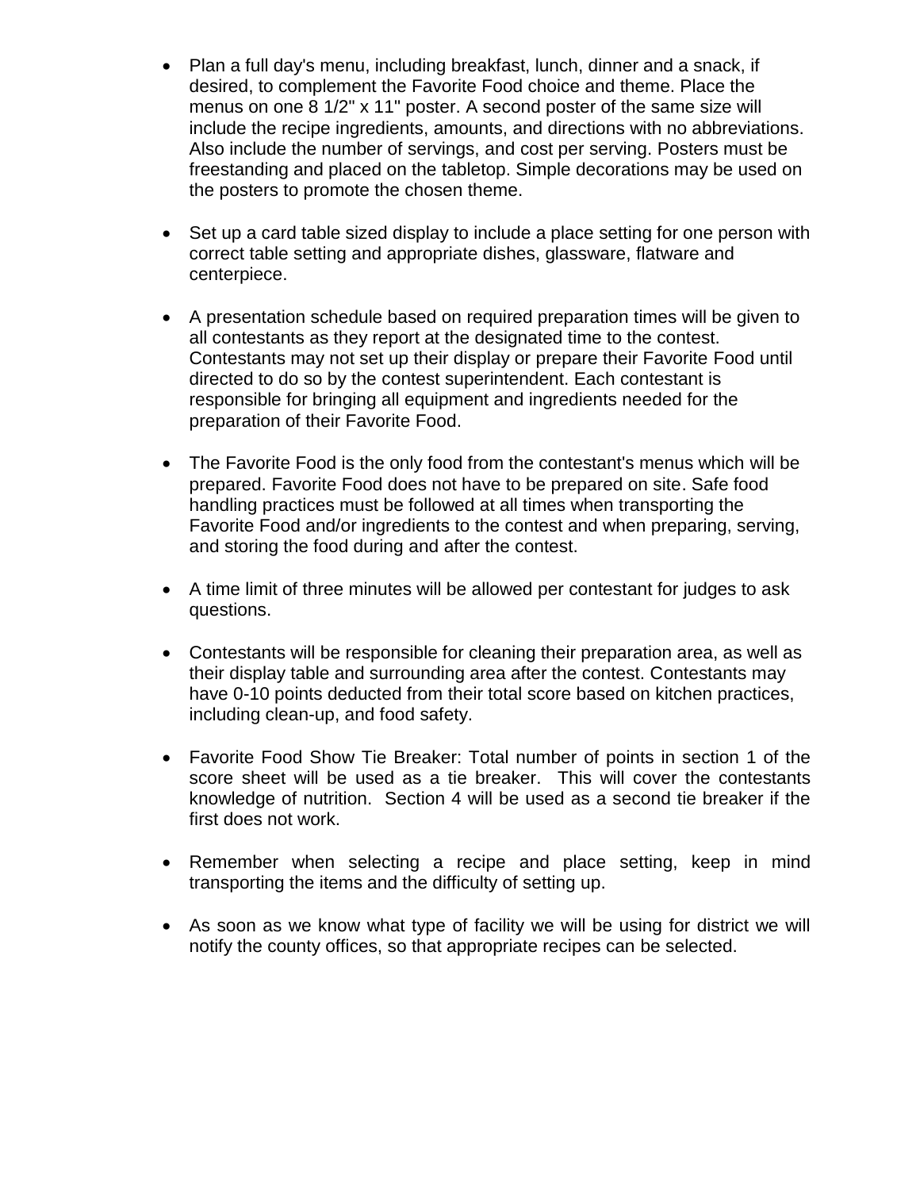- Plan a full day's menu, including breakfast, lunch, dinner and a snack, if desired, to complement the Favorite Food choice and theme. Place the menus on one 8 1/2" x 11" poster. A second poster of the same size will include the recipe ingredients, amounts, and directions with no abbreviations. Also include the number of servings, and cost per serving. Posters must be freestanding and placed on the tabletop. Simple decorations may be used on the posters to promote the chosen theme.

- Set up a card table sized display to include a place setting for one person with correct table setting and appropriate dishes, glassware, flatware and centerpiece.

- A presentation schedule based on required preparation times will be given to all contestants as they report at the designated time to the contest. Contestants may not set up their display or prepare their Favorite Food until directed to do so by the contest superintendent. Each contestant is responsible for bringing all equipment and ingredients needed for the preparation of their Favorite Food.

- The Favorite Food is the only food from the contestant's menus which will be prepared. Favorite Food does not have to be prepared on site. Safe food handling practices must be followed at all times when transporting the Favorite Food and/or ingredients to the contest and when preparing, serving, and storing the food during and after the contest.

- A time limit of three minutes will be allowed per contestant for judges to ask questions.

- Contestants will be responsible for cleaning their preparation area, as well as their display table and surrounding area after the contest. Contestants may have 0-10 points deducted from their total score based on kitchen practices, including clean-up, and food safety.

- Favorite Food Show Tie Breaker: Total number of points in section 1 of the score sheet will be used as a tie breaker. This will cover the contestants knowledge of nutrition. Section 4 will be used as a second tie breaker if the first does not work.

- Remember when selecting a recipe and place setting, keep in mind transporting the items and the difficulty of setting up.

- As soon as we know what type of facility we will be using for district we will notify the county offices, so that appropriate recipes can be selected.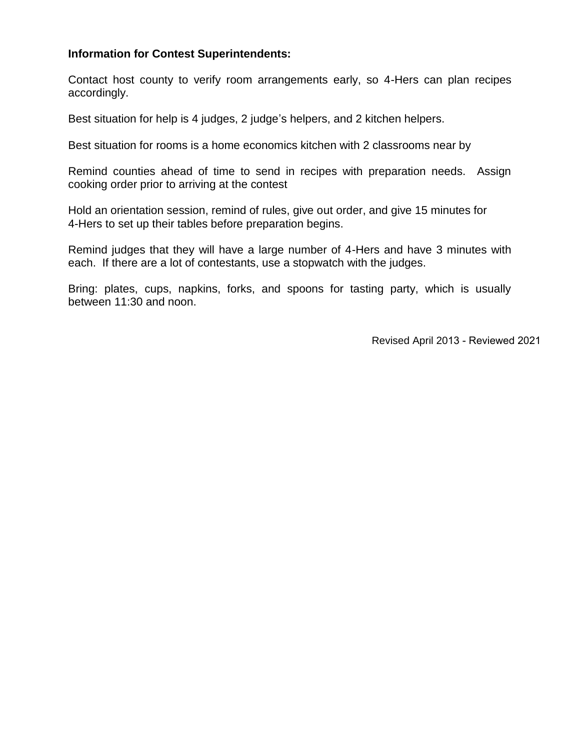**Information for Contest Superintendents:**

Contact host county to verify room arrangements early, so 4-Hers can plan recipes accordingly.

Best situation for help is 4 judges, 2 judge's helpers, and 2 kitchen helpers.

Best situation for rooms is a home economics kitchen with 2 classrooms near by

Remind counties ahead of time to send in recipes with preparation needs. Assign cooking order prior to arriving at the contest

Hold an orientation session, remind of rules, give out order, and give 15 minutes for 4-Hers to set up their tables before preparation begins.

Remind judges that they will have a large number of 4-Hers and have 3 minutes with each. If there are a lot of contestants, use a stopwatch with the judges.

Bring: plates, cups, napkins, forks, and spoons for tasting party, which is usually between 11:30 and noon.

Revised April 2013 - Reviewed 2021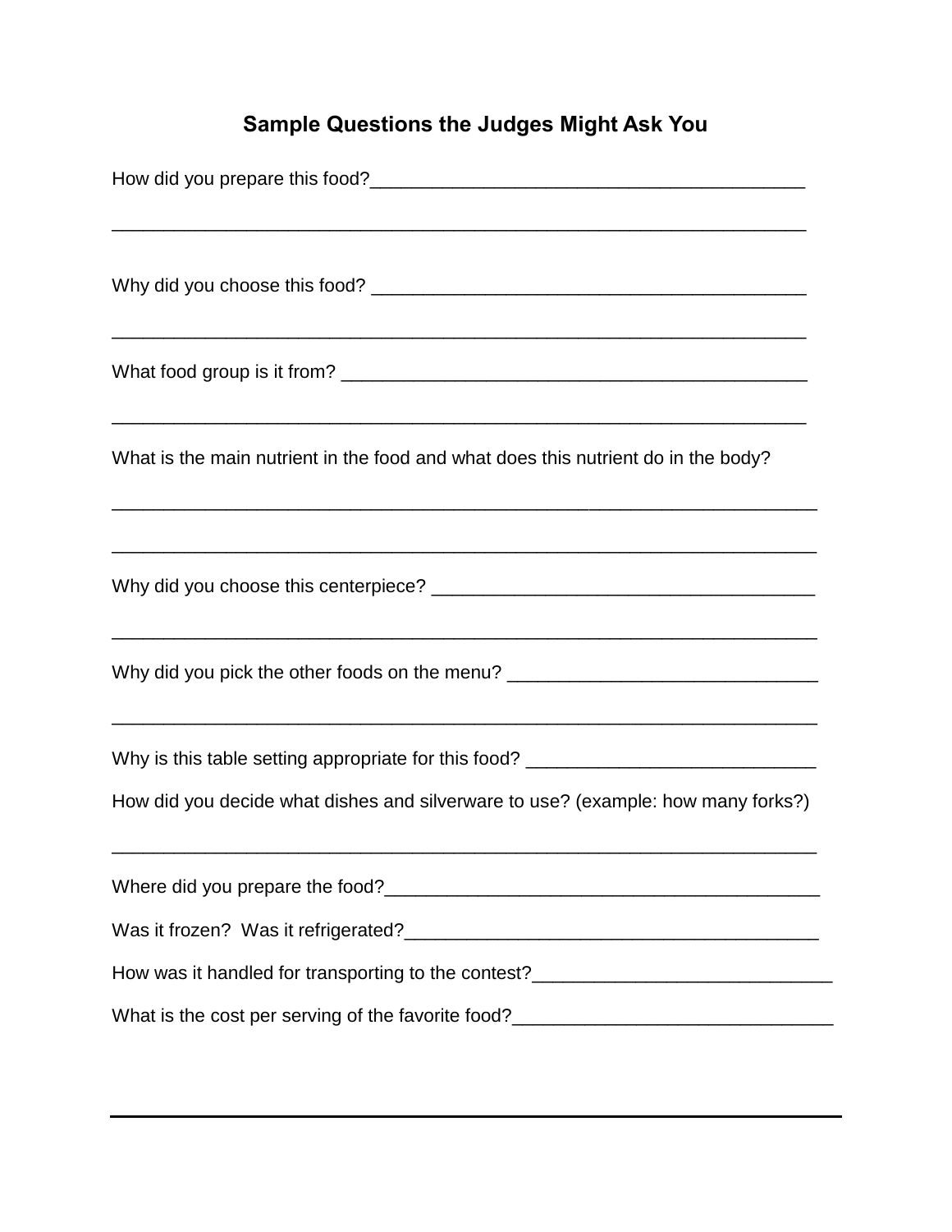## Sample Questions the Judges Might Ask You

How did you prepare this food?_________________________________________

_________________________________________________________________

Why did you choose this food? _________________________________________

_________________________________________________________________

What food group is it from? ____________________________________________

_________________________________________________________________

What is the main nutrient in the food and what does this nutrient do in the body?

_________________________________________________________________

_________________________________________________________________

Why did you choose this centerpiece? _____________________________________

_________________________________________________________________

Why did you pick the other foods on the menu? ______________________________

_________________________________________________________________

Why is this table setting appropriate for this food? ____________________________

How did you decide what dishes and silverware to use? (example: how many forks?)

_________________________________________________________________

Where did you prepare the food?__________________________________________

Was it frozen? Was it refrigerated?_______________________________________

How was it handled for transporting to the contest?_____________________________

What is the cost per serving of the favorite food?_______________________________